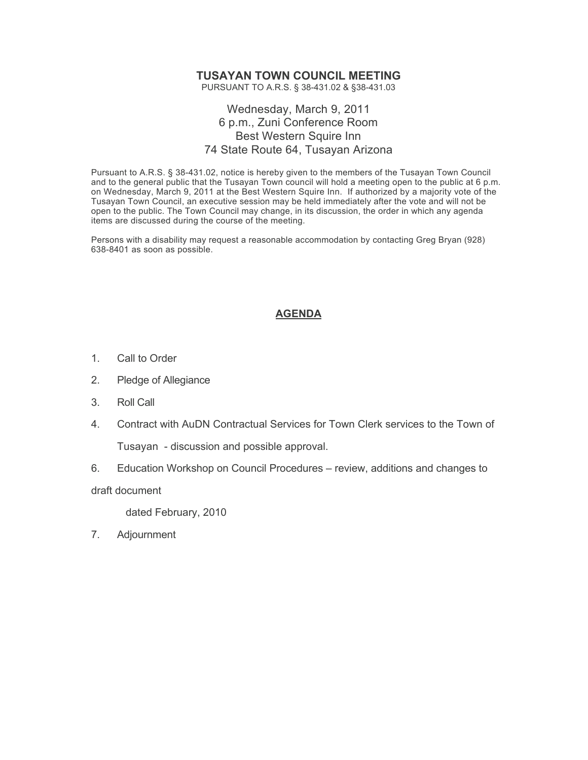# TUSAYAN TOWN COUNCIL MEETING

PURSUANT TO A.R.S. § 38-431.02 & §38-431.03

Wednesday, March 9, 2011
6 p.m., Zuni Conference Room
Best Western Squire Inn
74 State Route 64, Tusayan Arizona

Pursuant to A.R.S. § 38-431.02, notice is hereby given to the members of the Tusayan Town Council and to the general public that the Tusayan Town council will hold a meeting open to the public at 6 p.m. on Wednesday, March 9, 2011 at the Best Western Squire Inn. If authorized by a majority vote of the Tusayan Town Council, an executive session may be held immediately after the vote and will not be open to the public. The Town Council may change, in its discussion, the order in which any agenda items are discussed during the course of the meeting.

Persons with a disability may request a reasonable accommodation by contacting Greg Bryan (928) 638-8401 as soon as possible.

## AGENDA

1. Call to Order
2. Pledge of Allegiance
3. Roll Call
4. Contract with AuDN Contractual Services for Town Clerk services to the Town of Tusayan - discussion and possible approval.
6. Education Workshop on Council Procedures – review, additions and changes to draft document dated February, 2010
7. Adjournment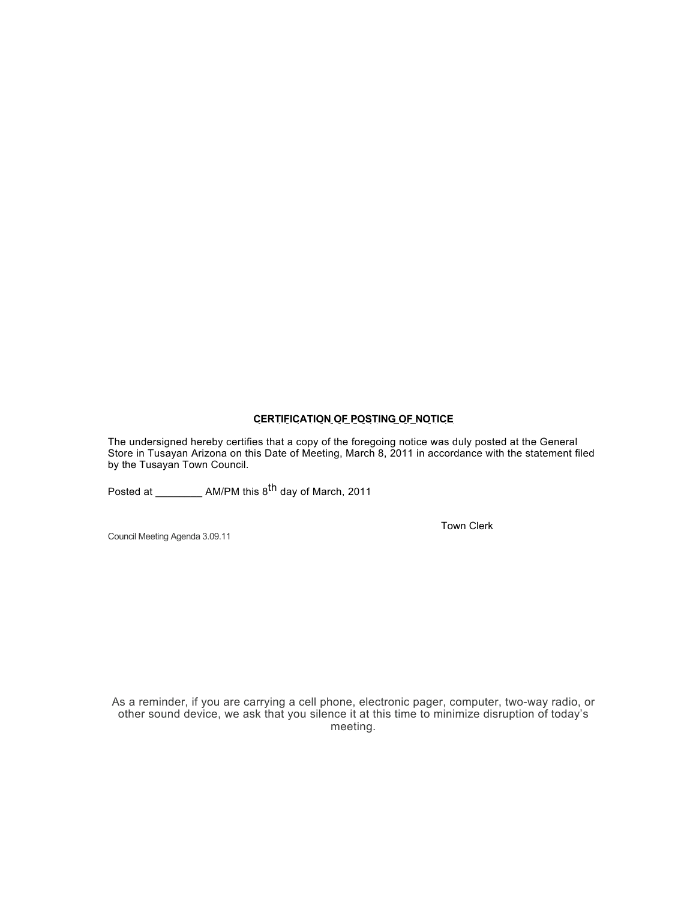**CERTIFICATION OF POSTING OF NOTICE**

The undersigned hereby certifies that a copy of the foregoing notice was duly posted at the General Store in Tusayan Arizona on this Date of Meeting, March 8, 2011 in accordance with the statement filed by the Tusayan Town Council.

Posted at ________ AM/PM this 8th day of March, 2011

Town Clerk

Council Meeting Agenda 3.09.11

As a reminder, if you are carrying a cell phone, electronic pager, computer, two-way radio, or other sound device, we ask that you silence it at this time to minimize disruption of today's meeting.